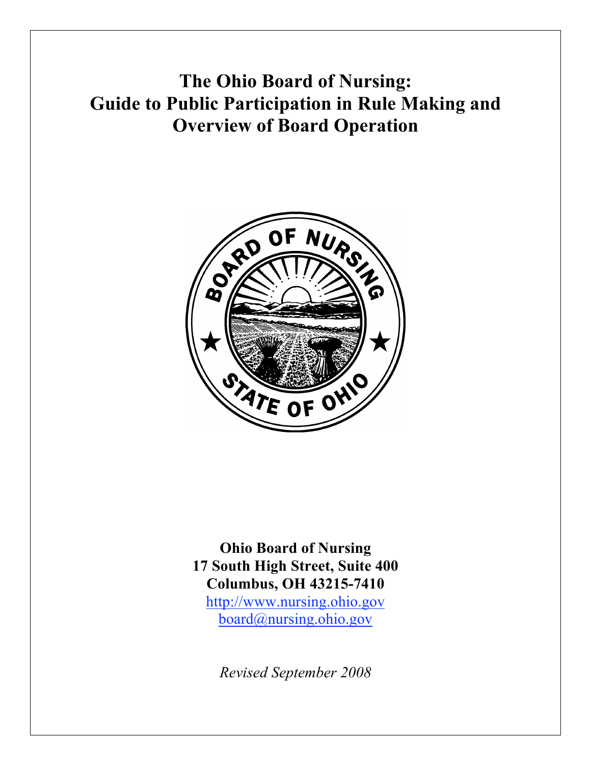# The Ohio Board of Nursing: Guide to Public Participation in Rule Making and Overview of Board Operation

**Ohio Board of Nursing**
**17 South High Street, Suite 400**
**Columbus, OH 43215-7410**
http://www.nursing.ohio.gov
board@nursing.ohio.gov

*Revised September 2008*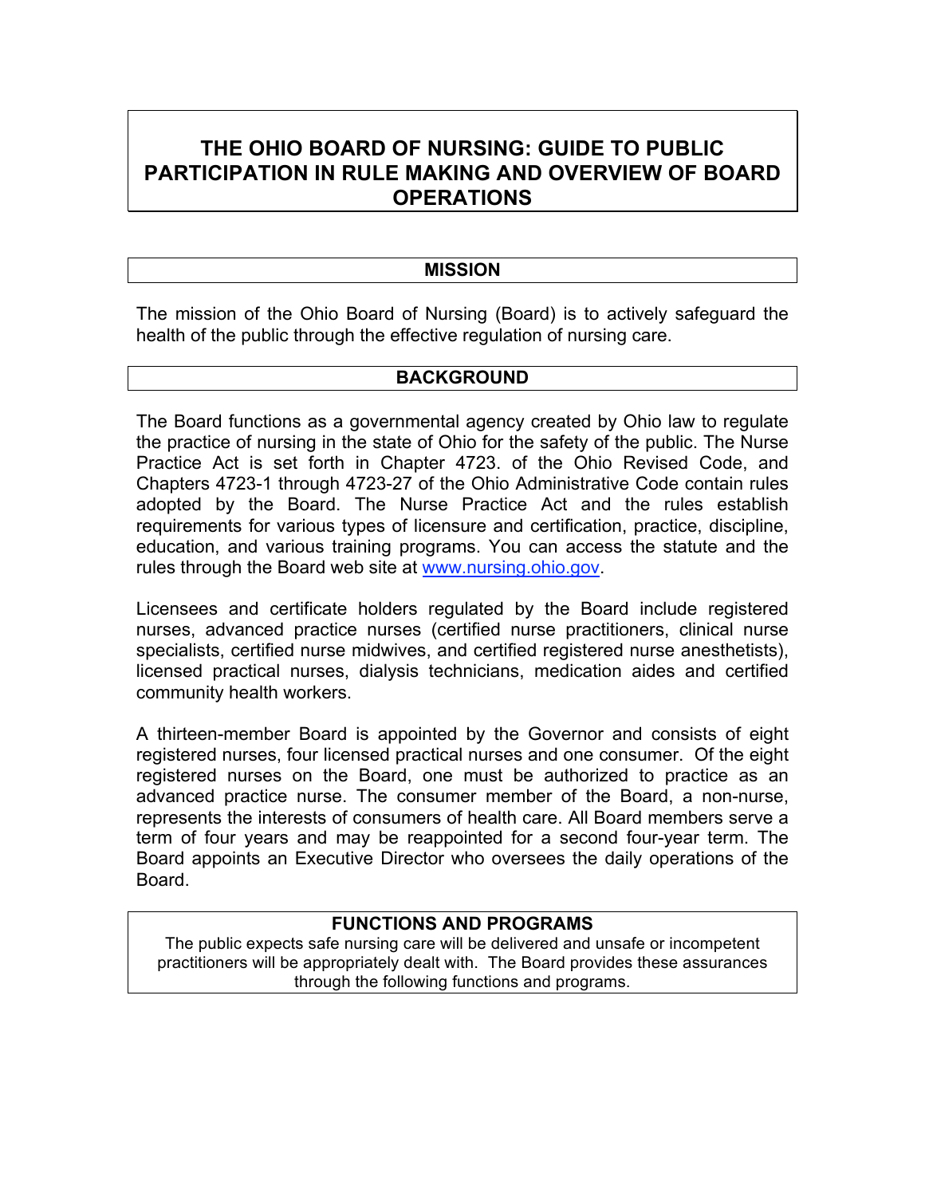# THE OHIO BOARD OF NURSING: GUIDE TO PUBLIC PARTICIPATION IN RULE MAKING AND OVERVIEW OF BOARD OPERATIONS

## MISSION

The mission of the Ohio Board of Nursing (Board) is to actively safeguard the health of the public through the effective regulation of nursing care.

## BACKGROUND

The Board functions as a governmental agency created by Ohio law to regulate the practice of nursing in the state of Ohio for the safety of the public. The Nurse Practice Act is set forth in Chapter 4723. of the Ohio Revised Code, and Chapters 4723-1 through 4723-27 of the Ohio Administrative Code contain rules adopted by the Board. The Nurse Practice Act and the rules establish requirements for various types of licensure and certification, practice, discipline, education, and various training programs. You can access the statute and the rules through the Board web site at [www.nursing.ohio.gov](http://www.nursing.ohio.gov).

Licensees and certificate holders regulated by the Board include registered nurses, advanced practice nurses (certified nurse practitioners, clinical nurse specialists, certified nurse midwives, and certified registered nurse anesthetists), licensed practical nurses, dialysis technicians, medication aides and certified community health workers.

A thirteen-member Board is appointed by the Governor and consists of eight registered nurses, four licensed practical nurses and one consumer. Of the eight registered nurses on the Board, one must be authorized to practice as an advanced practice nurse. The consumer member of the Board, a non-nurse, represents the interests of consumers of health care. All Board members serve a term of four years and may be reappointed for a second four-year term. The Board appoints an Executive Director who oversees the daily operations of the Board.

## FUNCTIONS AND PROGRAMS

The public expects safe nursing care will be delivered and unsafe or incompetent practitioners will be appropriately dealt with. The Board provides these assurances through the following functions and programs.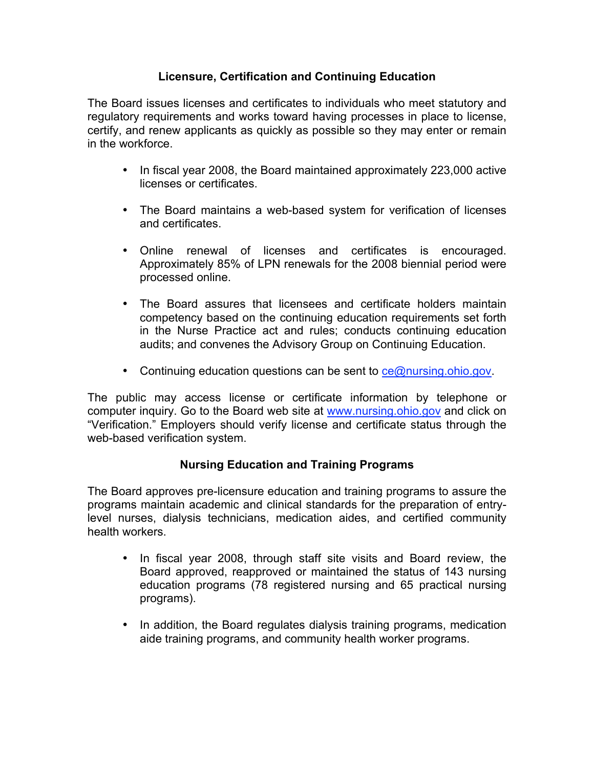## Licensure, Certification and Continuing Education

The Board issues licenses and certificates to individuals who meet statutory and regulatory requirements and works toward having processes in place to license, certify, and renew applicants as quickly as possible so they may enter or remain in the workforce.

- In fiscal year 2008, the Board maintained approximately 223,000 active licenses or certificates.
- The Board maintains a web-based system for verification of licenses and certificates.
- Online renewal of licenses and certificates is encouraged. Approximately 85% of LPN renewals for the 2008 biennial period were processed online.
- The Board assures that licensees and certificate holders maintain competency based on the continuing education requirements set forth in the Nurse Practice act and rules; conducts continuing education audits; and convenes the Advisory Group on Continuing Education.
- Continuing education questions can be sent to ce@nursing.ohio.gov.

The public may access license or certificate information by telephone or computer inquiry. Go to the Board web site at www.nursing.ohio.gov and click on "Verification." Employers should verify license and certificate status through the web-based verification system.

## Nursing Education and Training Programs

The Board approves pre-licensure education and training programs to assure the programs maintain academic and clinical standards for the preparation of entry-level nurses, dialysis technicians, medication aides, and certified community health workers.

- In fiscal year 2008, through staff site visits and Board review, the Board approved, reapproved or maintained the status of 143 nursing education programs (78 registered nursing and 65 practical nursing programs).
- In addition, the Board regulates dialysis training programs, medication aide training programs, and community health worker programs.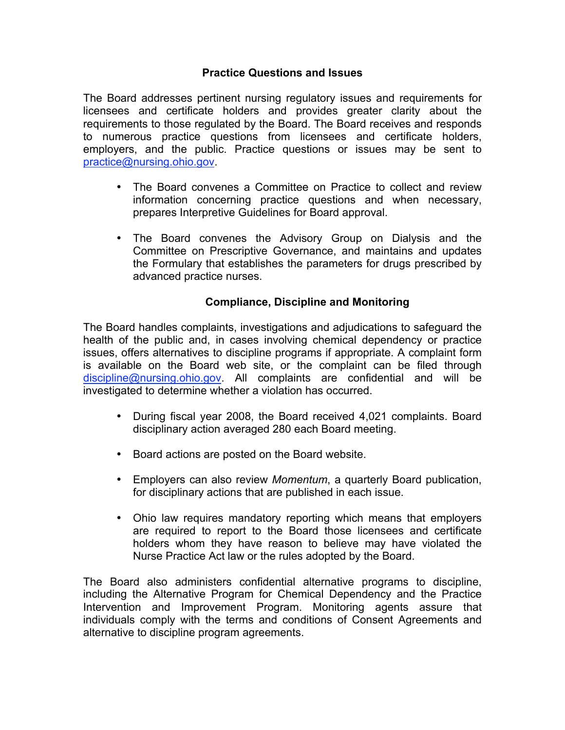## Practice Questions and Issues

The Board addresses pertinent nursing regulatory issues and requirements for licensees and certificate holders and provides greater clarity about the requirements to those regulated by the Board. The Board receives and responds to numerous practice questions from licensees and certificate holders, employers, and the public. Practice questions or issues may be sent to practice@nursing.ohio.gov.

- The Board convenes a Committee on Practice to collect and review information concerning practice questions and when necessary, prepares Interpretive Guidelines for Board approval.

- The Board convenes the Advisory Group on Dialysis and the Committee on Prescriptive Governance, and maintains and updates the Formulary that establishes the parameters for drugs prescribed by advanced practice nurses.

## Compliance, Discipline and Monitoring

The Board handles complaints, investigations and adjudications to safeguard the health of the public and, in cases involving chemical dependency or practice issues, offers alternatives to discipline programs if appropriate. A complaint form is available on the Board web site, or the complaint can be filed through discipline@nursing.ohio.gov. All complaints are confidential and will be investigated to determine whether a violation has occurred.

- During fiscal year 2008, the Board received 4,021 complaints. Board disciplinary action averaged 280 each Board meeting.

- Board actions are posted on the Board website.

- Employers can also review *Momentum*, a quarterly Board publication, for disciplinary actions that are published in each issue.

- Ohio law requires mandatory reporting which means that employers are required to report to the Board those licensees and certificate holders whom they have reason to believe may have violated the Nurse Practice Act law or the rules adopted by the Board.

The Board also administers confidential alternative programs to discipline, including the Alternative Program for Chemical Dependency and the Practice Intervention and Improvement Program. Monitoring agents assure that individuals comply with the terms and conditions of Consent Agreements and alternative to discipline program agreements.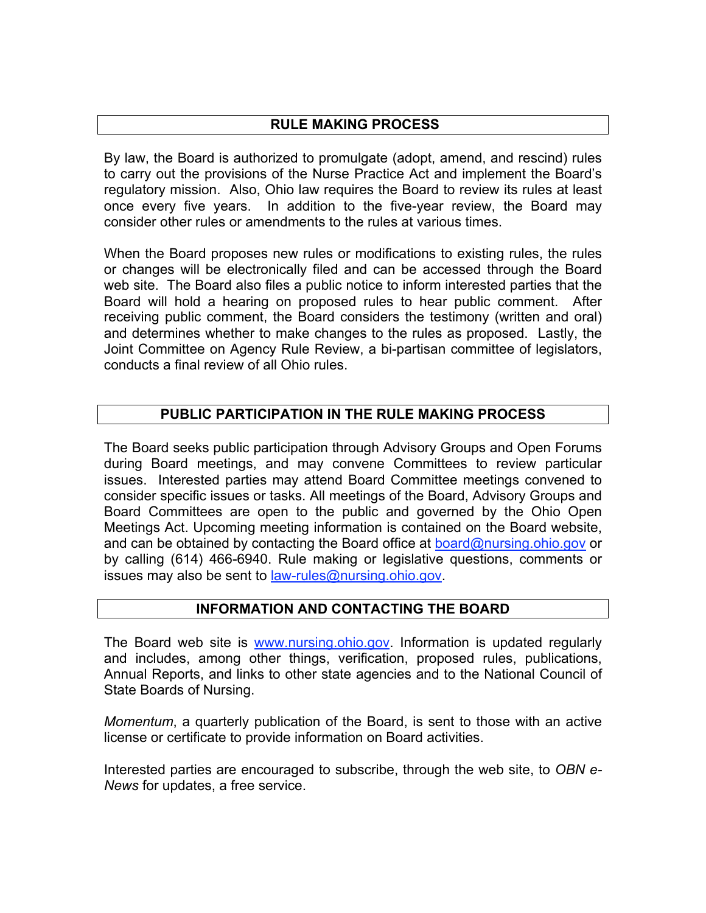## RULE MAKING PROCESS

By law, the Board is authorized to promulgate (adopt, amend, and rescind) rules to carry out the provisions of the Nurse Practice Act and implement the Board's regulatory mission. Also, Ohio law requires the Board to review its rules at least once every five years. In addition to the five-year review, the Board may consider other rules or amendments to the rules at various times.

When the Board proposes new rules or modifications to existing rules, the rules or changes will be electronically filed and can be accessed through the Board web site. The Board also files a public notice to inform interested parties that the Board will hold a hearing on proposed rules to hear public comment. After receiving public comment, the Board considers the testimony (written and oral) and determines whether to make changes to the rules as proposed. Lastly, the Joint Committee on Agency Rule Review, a bi-partisan committee of legislators, conducts a final review of all Ohio rules.

## PUBLIC PARTICIPATION IN THE RULE MAKING PROCESS

The Board seeks public participation through Advisory Groups and Open Forums during Board meetings, and may convene Committees to review particular issues. Interested parties may attend Board Committee meetings convened to consider specific issues or tasks. All meetings of the Board, Advisory Groups and Board Committees are open to the public and governed by the Ohio Open Meetings Act. Upcoming meeting information is contained on the Board website, and can be obtained by contacting the Board office at board@nursing.ohio.gov or by calling (614) 466-6940. Rule making or legislative questions, comments or issues may also be sent to law-rules@nursing.ohio.gov.

## INFORMATION AND CONTACTING THE BOARD

The Board web site is www.nursing.ohio.gov. Information is updated regularly and includes, among other things, verification, proposed rules, publications, Annual Reports, and links to other state agencies and to the National Council of State Boards of Nursing.

*Momentum*, a quarterly publication of the Board, is sent to those with an active license or certificate to provide information on Board activities.

Interested parties are encouraged to subscribe, through the web site, to *OBN e-News* for updates, a free service.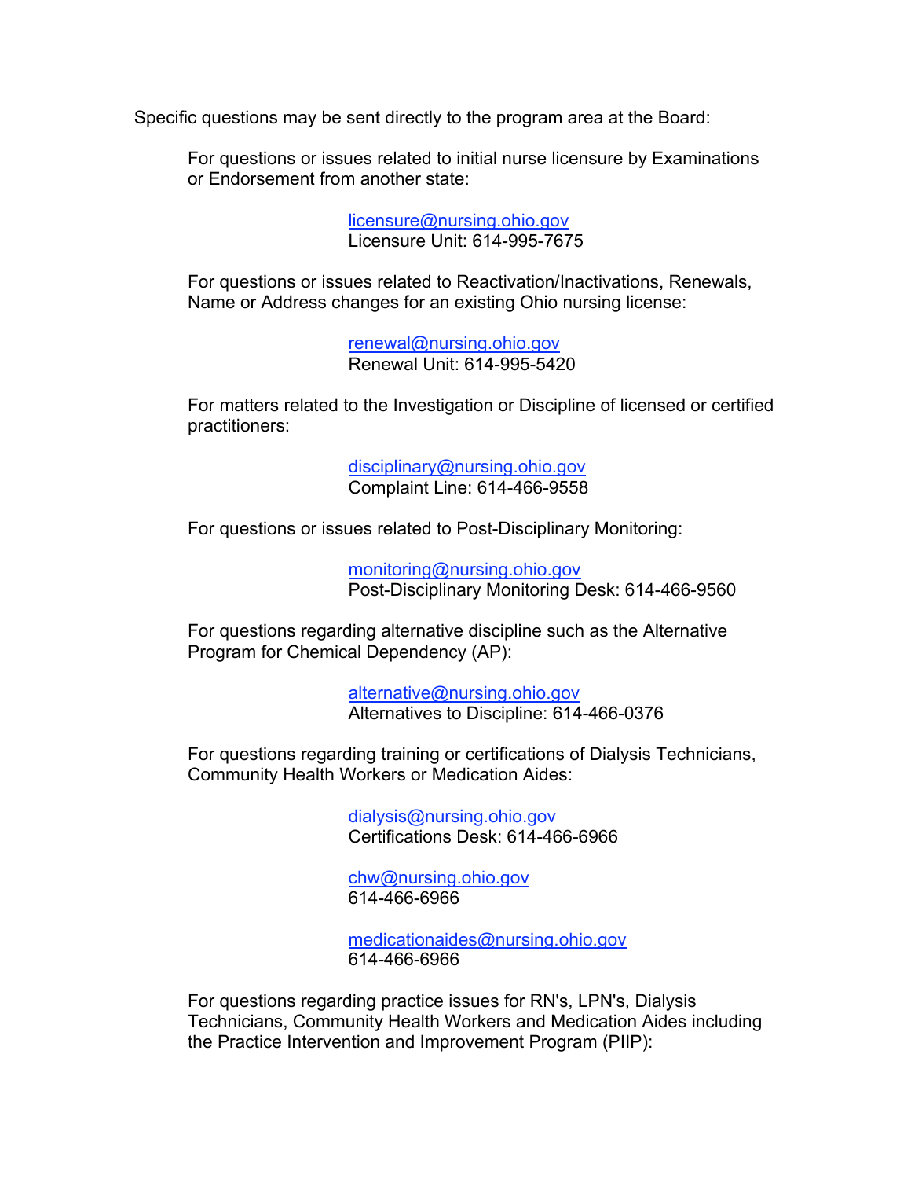Specific questions may be sent directly to the program area at the Board:

For questions or issues related to initial nurse licensure by Examinations or Endorsement from another state:

> licensure@nursing.ohio.gov
> Licensure Unit: 614-995-7675

For questions or issues related to Reactivation/Inactivations, Renewals, Name or Address changes for an existing Ohio nursing license:

> renewal@nursing.ohio.gov
> Renewal Unit: 614-995-5420

For matters related to the Investigation or Discipline of licensed or certified practitioners:

> disciplinary@nursing.ohio.gov
> Complaint Line: 614-466-9558

For questions or issues related to Post-Disciplinary Monitoring:

> monitoring@nursing.ohio.gov
> Post-Disciplinary Monitoring Desk: 614-466-9560

For questions regarding alternative discipline such as the Alternative Program for Chemical Dependency (AP):

> alternative@nursing.ohio.gov
> Alternatives to Discipline: 614-466-0376

For questions regarding training or certifications of Dialysis Technicians, Community Health Workers or Medication Aides:

> dialysis@nursing.ohio.gov
> Certifications Desk: 614-466-6966
>
> chw@nursing.ohio.gov
> 614-466-6966
>
> medicationaides@nursing.ohio.gov
> 614-466-6966

For questions regarding practice issues for RN's, LPN's, Dialysis Technicians, Community Health Workers and Medication Aides including the Practice Intervention and Improvement Program (PIIP):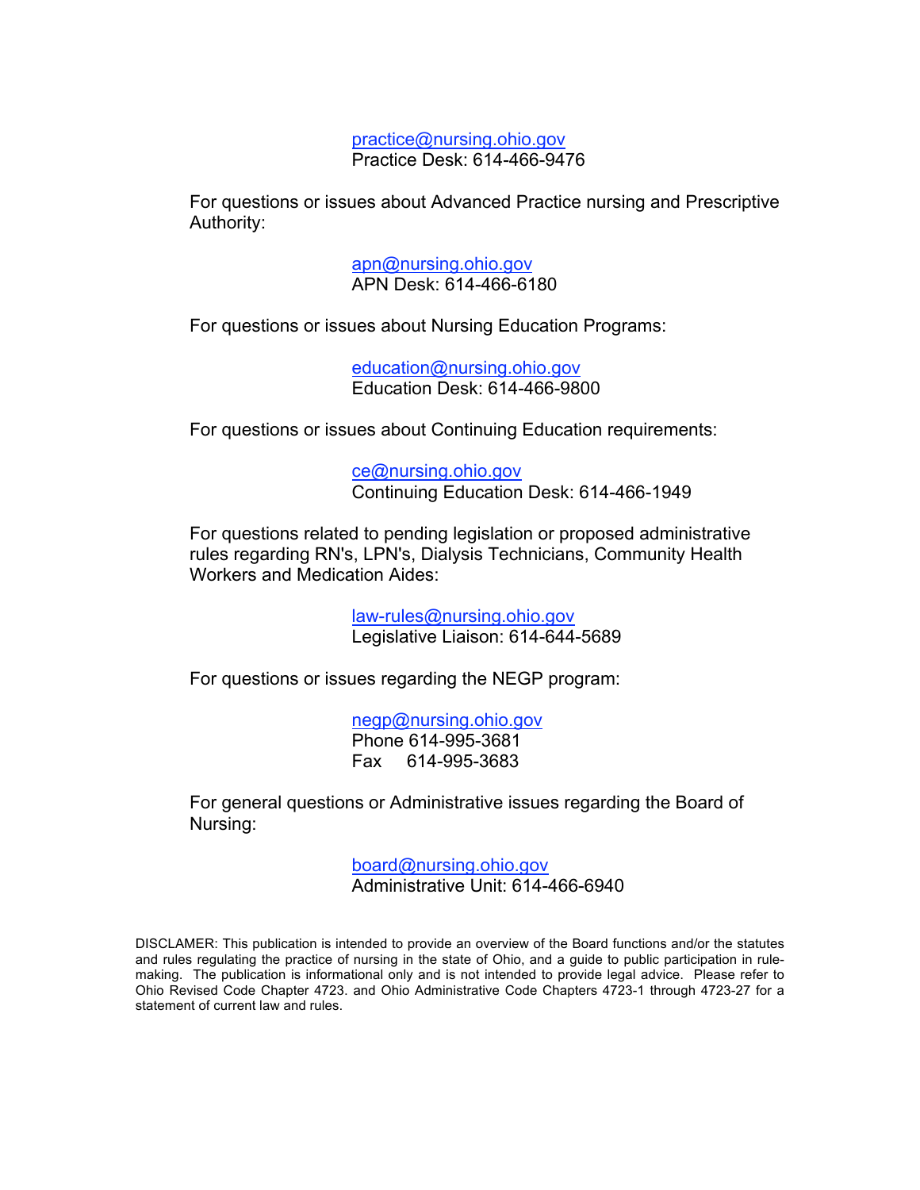practice@nursing.ohio.gov
Practice Desk: 614-466-9476

For questions or issues about Advanced Practice nursing and Prescriptive Authority:

apn@nursing.ohio.gov
APN Desk: 614-466-6180

For questions or issues about Nursing Education Programs:

education@nursing.ohio.gov
Education Desk: 614-466-9800

For questions or issues about Continuing Education requirements:

ce@nursing.ohio.gov
Continuing Education Desk: 614-466-1949

For questions related to pending legislation or proposed administrative rules regarding RN's, LPN's, Dialysis Technicians, Community Health Workers and Medication Aides:

law-rules@nursing.ohio.gov
Legislative Liaison: 614-644-5689

For questions or issues regarding the NEGP program:

negp@nursing.ohio.gov
Phone 614-995-3681
Fax 614-995-3683

For general questions or Administrative issues regarding the Board of Nursing:

board@nursing.ohio.gov
Administrative Unit: 614-466-6940

DISCLAMER: This publication is intended to provide an overview of the Board functions and/or the statutes and rules regulating the practice of nursing in the state of Ohio, and a guide to public participation in rule-making. The publication is informational only and is not intended to provide legal advice. Please refer to Ohio Revised Code Chapter 4723. and Ohio Administrative Code Chapters 4723-1 through 4723-27 for a statement of current law and rules.